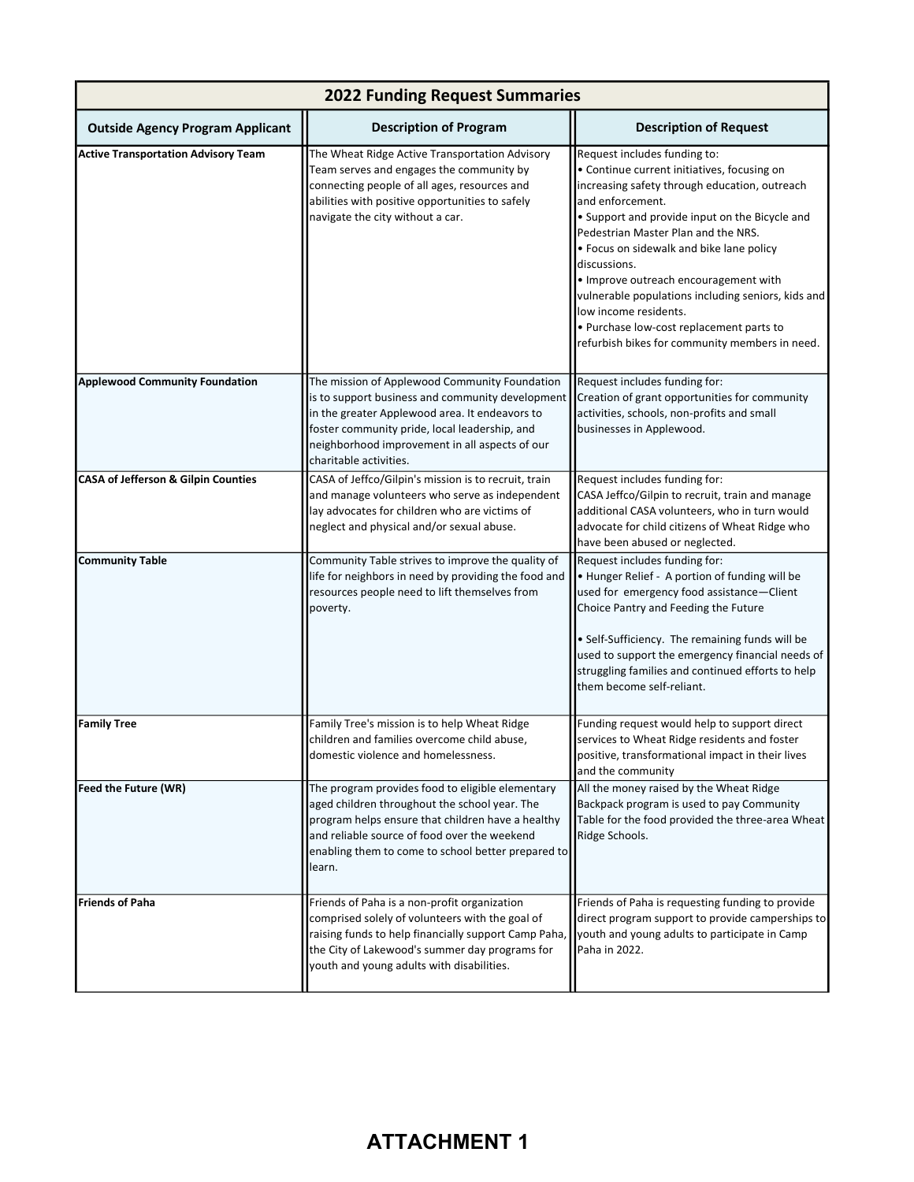| 2022 Funding Request Summaries | | |
|---|---|---|
| **Outside Agency Program Applicant** | **Description of Program** | **Description of Request** |
| **Active Transportation Advisory Team** | The Wheat Ridge Active Transportation Advisory Team serves and engages the community by connecting people of all ages, resources and abilities with positive opportunities to safely navigate the city without a car. | Request includes funding to:<br>• Continue current initiatives, focusing on increasing safety through education, outreach and enforcement.<br>• Support and provide input on the Bicycle and Pedestrian Master Plan and the NRS.<br>• Focus on sidewalk and bike lane policy discussions.<br>• Improve outreach encouragement with vulnerable populations including seniors, kids and low income residents.<br>• Purchase low-cost replacement parts to refurbish bikes for community members in need. |
| **Applewood Community Foundation** | The mission of Applewood Community Foundation is to support business and community development in the greater Applewood area. It endeavors to foster community pride, local leadership, and neighborhood improvement in all aspects of our charitable activities. | Request includes funding for:<br>Creation of grant opportunities for community activities, schools, non-profits and small businesses in Applewood. |
| **CASA of Jefferson & Gilpin Counties** | CASA of Jeffco/Gilpin's mission is to recruit, train and manage volunteers who serve as independent lay advocates for children who are victims of neglect and physical and/or sexual abuse. | Request includes funding for:<br>CASA Jeffco/Gilpin to recruit, train and manage additional CASA volunteers, who in turn would advocate for child citizens of Wheat Ridge who have been abused or neglected. |
| **Community Table** | Community Table strives to improve the quality of life for neighbors in need by providing the food and resources people need to lift themselves from poverty. | Request includes funding for:<br>• Hunger Relief - A portion of funding will be used for emergency food assistance—Client Choice Pantry and Feeding the Future<br><br>• Self-Sufficiency. The remaining funds will be used to support the emergency financial needs of struggling families and continued efforts to help them become self-reliant. |
| **Family Tree** | Family Tree's mission is to help Wheat Ridge children and families overcome child abuse, domestic violence and homelessness. | Funding request would help to support direct services to Wheat Ridge residents and foster positive, transformational impact in their lives and the community |
| **Feed the Future (WR)** | The program provides food to eligible elementary aged children throughout the school year. The program helps ensure that children have a healthy and reliable source of food over the weekend enabling them to come to school better prepared to learn. | All the money raised by the Wheat Ridge Backpack program is used to pay Community Table for the food provided the three-area Wheat Ridge Schools. |
| **Friends of Paha** | Friends of Paha is a non-profit organization comprised solely of volunteers with the goal of raising funds to help financially support Camp Paha, the City of Lakewood's summer day programs for youth and young adults with disabilities. | Friends of Paha is requesting funding to provide direct program support to provide camperships to youth and young adults to participate in Camp Paha in 2022. |

**ATTACHMENT 1**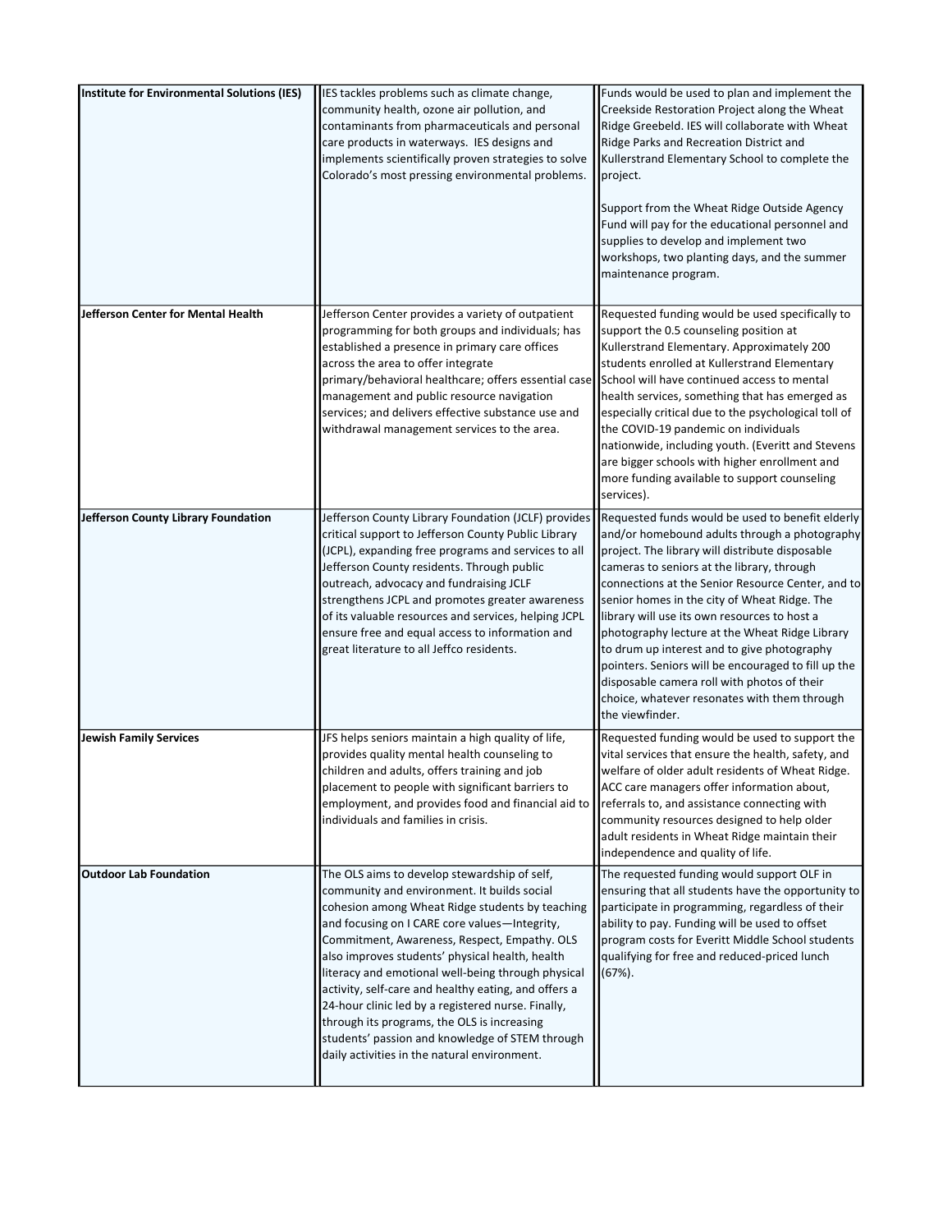| | | |
|---|---|---|
| **Institute for Environmental Solutions (IES)** | IES tackles problems such as climate change, community health, ozone air pollution, and contaminants from pharmaceuticals and personal care products in waterways. IES designs and implements scientifically proven strategies to solve Colorado's most pressing environmental problems. | Funds would be used to plan and implement the Creekside Restoration Project along the Wheat Ridge Greebeld. IES will collaborate with Wheat Ridge Parks and Recreation District and Kullerstrand Elementary School to complete the project.<br><br>Support from the Wheat Ridge Outside Agency Fund will pay for the educational personnel and supplies to develop and implement two workshops, two planting days, and the summer maintenance program. |
| **Jefferson Center for Mental Health** | Jefferson Center provides a variety of outpatient programming for both groups and individuals; has established a presence in primary care offices across the area to offer integrate primary/behavioral healthcare; offers essential case management and public resource navigation services; and delivers effective substance use and withdrawal management services to the area. | Requested funding would be used specifically to support the 0.5 counseling position at Kullerstrand Elementary. Approximately 200 students enrolled at Kullerstrand Elementary School will have continued access to mental health services, something that has emerged as especially critical due to the psychological toll of the COVID-19 pandemic on individuals nationwide, including youth. (Everitt and Stevens are bigger schools with higher enrollment and more funding available to support counseling services). |
| **Jefferson County Library Foundation** | Jefferson County Library Foundation (JCLF) provides critical support to Jefferson County Public Library (JCPL), expanding free programs and services to all Jefferson County residents. Through public outreach, advocacy and fundraising JCLF strengthens JCPL and promotes greater awareness of its valuable resources and services, helping JCPL ensure free and equal access to information and great literature to all Jeffco residents. | Requested funds would be used to benefit elderly and/or homebound adults through a photography project. The library will distribute disposable cameras to seniors at the library, through connections at the Senior Resource Center, and to senior homes in the city of Wheat Ridge. The library will use its own resources to host a photography lecture at the Wheat Ridge Library to drum up interest and to give photography pointers. Seniors will be encouraged to fill up the disposable camera roll with photos of their choice, whatever resonates with them through the viewfinder. |
| **Jewish Family Services** | JFS helps seniors maintain a high quality of life, provides quality mental health counseling to children and adults, offers training and job placement to people with significant barriers to employment, and provides food and financial aid to individuals and families in crisis. | Requested funding would be used to support the vital services that ensure the health, safety, and welfare of older adult residents of Wheat Ridge. ACC care managers offer information about, referrals to, and assistance connecting with community resources designed to help older adult residents in Wheat Ridge maintain their independence and quality of life. |
| **Outdoor Lab Foundation** | The OLS aims to develop stewardship of self, community and environment. It builds social cohesion among Wheat Ridge students by teaching and focusing on I CARE core values—Integrity, Commitment, Awareness, Respect, Empathy. OLS also improves students' physical health, health literacy and emotional well-being through physical activity, self-care and healthy eating, and offers a 24-hour clinic led by a registered nurse. Finally, through its programs, the OLS is increasing students' passion and knowledge of STEM through daily activities in the natural environment. | The requested funding would support OLF in ensuring that all students have the opportunity to participate in programming, regardless of their ability to pay. Funding will be used to offset program costs for Everitt Middle School students qualifying for free and reduced-priced lunch (67%). |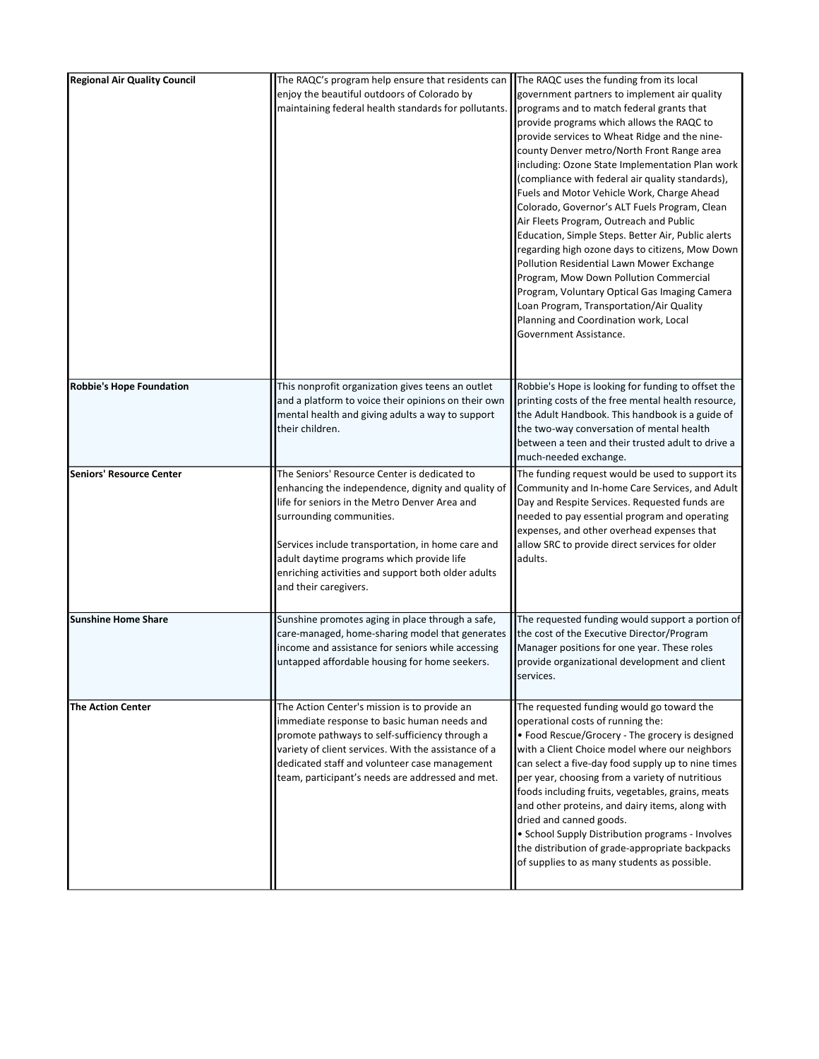| | | |
|---|---|---|
| **Regional Air Quality Council** | The RAQC's program help ensure that residents can enjoy the beautiful outdoors of Colorado by maintaining federal health standards for pollutants. | The RAQC uses the funding from its local government partners to implement air quality programs and to match federal grants that provide programs which allows the RAQC to provide services to Wheat Ridge and the nine-county Denver metro/North Front Range area including: Ozone State Implementation Plan work (compliance with federal air quality standards), Fuels and Motor Vehicle Work, Charge Ahead Colorado, Governor's ALT Fuels Program, Clean Air Fleets Program, Outreach and Public Education, Simple Steps. Better Air, Public alerts regarding high ozone days to citizens, Mow Down Pollution Residential Lawn Mower Exchange Program, Mow Down Pollution Commercial Program, Voluntary Optical Gas Imaging Camera Loan Program, Transportation/Air Quality Planning and Coordination work, Local Government Assistance. |
| **Robbie's Hope Foundation** | This nonprofit organization gives teens an outlet and a platform to voice their opinions on their own mental health and giving adults a way to support their children. | Robbie's Hope is looking for funding to offset the printing costs of the free mental health resource, the Adult Handbook. This handbook is a guide of the two-way conversation of mental health between a teen and their trusted adult to drive a much-needed exchange. |
| **Seniors' Resource Center** | The Seniors' Resource Center is dedicated to enhancing the independence, dignity and quality of life for seniors in the Metro Denver Area and surrounding communities.<br><br>Services include transportation, in home care and adult daytime programs which provide life enriching activities and support both older adults and their caregivers. | The funding request would be used to support its Community and In-home Care Services, and Adult Day and Respite Services. Requested funds are needed to pay essential program and operating expenses, and other overhead expenses that allow SRC to provide direct services for older adults. |
| **Sunshine Home Share** | Sunshine promotes aging in place through a safe, care-managed, home-sharing model that generates income and assistance for seniors while accessing untapped affordable housing for home seekers. | The requested funding would support a portion of the cost of the Executive Director/Program Manager positions for one year. These roles provide organizational development and client services. |
| **The Action Center** | The Action Center's mission is to provide an immediate response to basic human needs and promote pathways to self-sufficiency through a variety of client services. With the assistance of a dedicated staff and volunteer case management team, participant's needs are addressed and met. | The requested funding would go toward the operational costs of running the:<br>• Food Rescue/Grocery - The grocery is designed with a Client Choice model where our neighbors can select a five-day food supply up to nine times per year, choosing from a variety of nutritious foods including fruits, vegetables, grains, meats and other proteins, and dairy items, along with dried and canned goods.<br>• School Supply Distribution programs - Involves the distribution of grade-appropriate backpacks of supplies to as many students as possible. |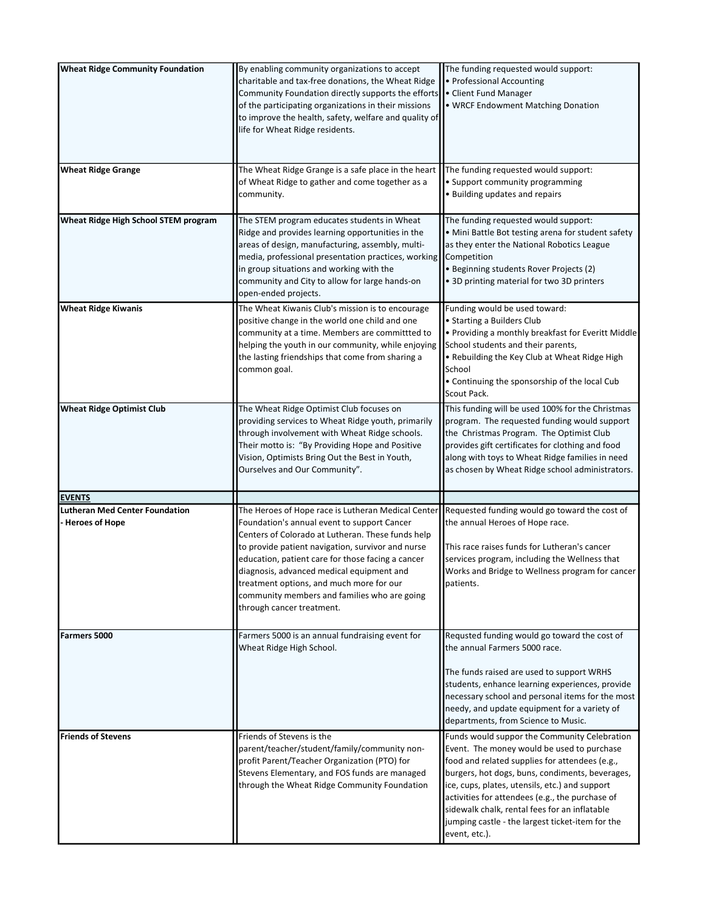| | | |
|---|---|---|
| **Wheat Ridge Community Foundation** | By enabling community organizations to accept charitable and tax-free donations, the Wheat Ridge Community Foundation directly supports the efforts of the participating organizations in their missions to improve the health, safety, welfare and quality of life for Wheat Ridge residents. | The funding requested would support:<br>• Professional Accounting<br>• Client Fund Manager<br>• WRCF Endowment Matching Donation |
| **Wheat Ridge Grange** | The Wheat Ridge Grange is a safe place in the heart of Wheat Ridge to gather and come together as a community. | The funding requested would support:<br>• Support community programming<br>• Building updates and repairs |
| **Wheat Ridge High School STEM program** | The STEM program educates students in Wheat Ridge and provides learning opportunities in the areas of design, manufacturing, assembly, multi-media, professional presentation practices, working in group situations and working with the community and City to allow for large hands-on open-ended projects. | The funding requested would support:<br>• Mini Battle Bot testing arena for student safety as they enter the National Robotics League Competition<br>• Beginning students Rover Projects (2)<br>• 3D printing material for two 3D printers |
| **Wheat Ridge Kiwanis** | The Wheat Kiwanis Club's mission is to encourage positive change in the world one child and one community at a time. Members are committted to helping the youth in our community, while enjoying the lasting friendships that come from sharing a common goal. | Funding would be used toward:<br>• Starting a Builders Club<br>• Providing a monthly breakfast for Everitt Middle School students and their parents,<br>• Rebuilding the Key Club at Wheat Ridge High School<br>• Continuing the sponsorship of the local Cub Scout Pack. |
| **Wheat Ridge Optimist Club** | The Wheat Ridge Optimist Club focuses on providing services to Wheat Ridge youth, primarily through involvement with Wheat Ridge schools. Their motto is: "By Providing Hope and Positive Vision, Optimists Bring Out the Best in Youth, Ourselves and Our Community". | This funding will be used 100% for the Christmas program. The requested funding would support the Christmas Program. The Optimist Club provides gift certificates for clothing and food along with toys to Wheat Ridge families in need as chosen by Wheat Ridge school administrators. |
| **EVENTS** | | |
| **Lutheran Med Center Foundation - Heroes of Hope** | The Heroes of Hope race is Lutheran Medical Center Foundation's annual event to support Cancer Centers of Colorado at Lutheran. These funds help to provide patient navigation, survivor and nurse education, patient care for those facing a cancer diagnosis, advanced medical equipment and treatment options, and much more for our community members and families who are going through cancer treatment. | Requested funding would go toward the cost of the annual Heroes of Hope race.<br><br>This race raises funds for Lutheran's cancer services program, including the Wellness that Works and Bridge to Wellness program for cancer patients. |
| **Farmers 5000** | Farmers 5000 is an annual fundraising event for Wheat Ridge High School. | Requsted funding would go toward the cost of the annual Farmers 5000 race.<br><br>The funds raised are used to support WRHS students, enhance learning experiences, provide necessary school and personal items for the most needy, and update equipment for a variety of departments, from Science to Music. |
| **Friends of Stevens** | Friends of Stevens is the parent/teacher/student/family/community non-profit Parent/Teacher Organization (PTO) for Stevens Elementary, and FOS funds are managed through the Wheat Ridge Community Foundation | Funds would suppor the Community Celebration Event. The money would be used to purchase food and related supplies for attendees (e.g., burgers, hot dogs, buns, condiments, beverages, ice, cups, plates, utensils, etc.) and support activities for attendees (e.g., the purchase of sidewalk chalk, rental fees for an inflatable jumping castle - the largest ticket-item for the event, etc.). |